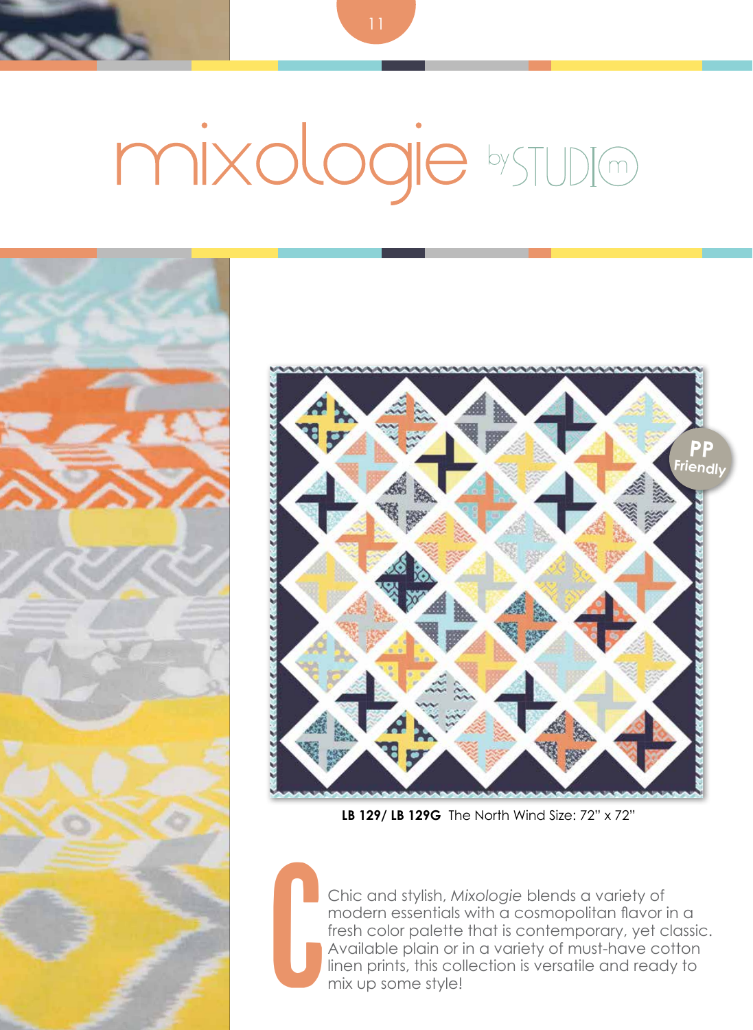# mixologie by STUDIO m

PP Friendly

**LB 129/ LB 129G** The North Wind Size: 72" x 72"

Chic and stylish, *Mixologie* blends a variety of modern essentials with a cosmopolitan flavor in a fresh color palette that is contemporary, yet classic. Available plain or in a variety of must-have cotton linen prints, this collection is versatile and ready to mix up some style!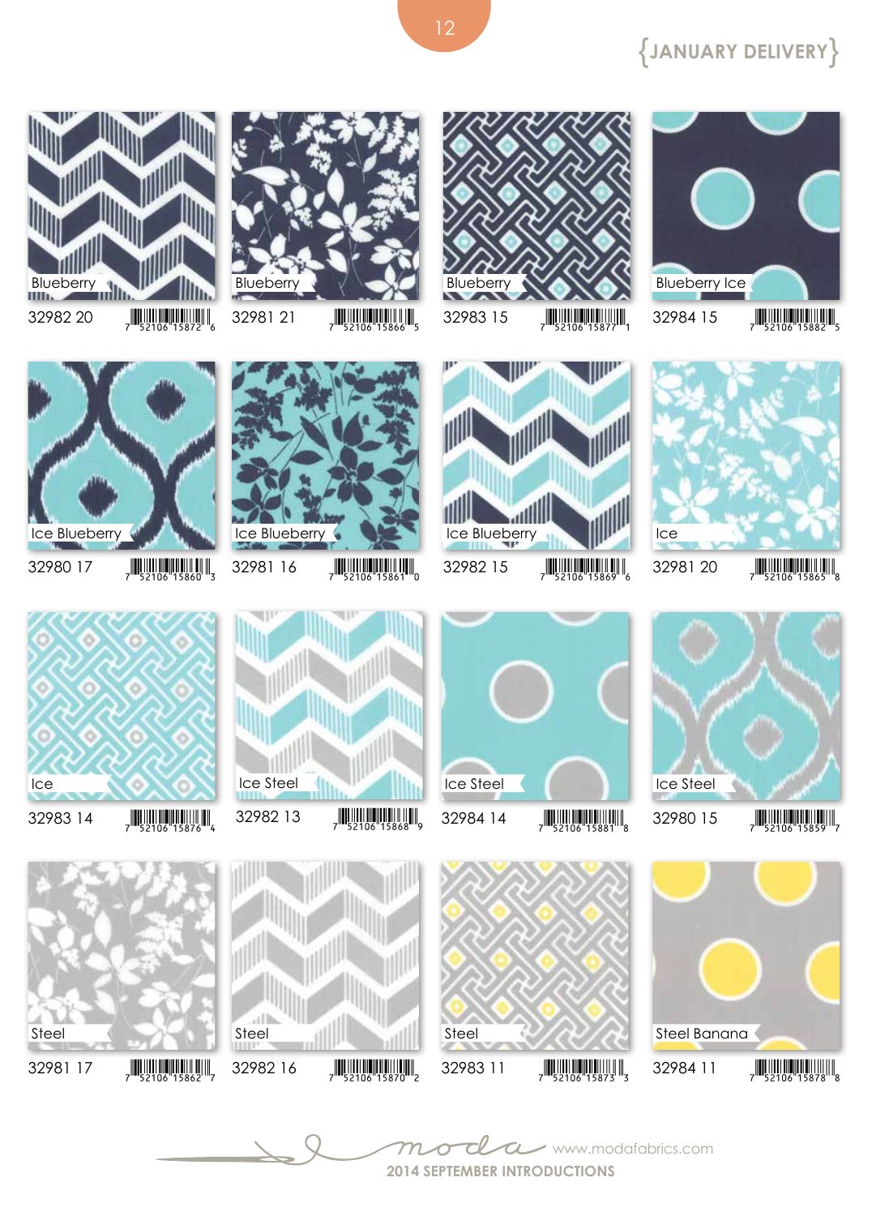{JANUARY DELIVERY}

| Color | Item # | UPC |
|---|---|---|
| Blueberry | 32982 20 | 7 52106 15872 6 |
| Blueberry | 32981 21 | 7 52106 15866 5 |
| Blueberry | 32983 15 | 7 52106 15877 1 |
| Blueberry Ice | 32984 15 | 7 52106 15882 5 |
| Ice Blueberry | 32980 17 | 7 52106 15860 3 |
| Ice Blueberry | 32981 16 | 7 52106 15861 0 |
| Ice Blueberry | 32982 15 | 7 52106 15869 6 |
| Ice | 32981 20 | 7 52106 15865 8 |
| Ice | 32983 14 | 7 52106 15876 4 |
| Ice Steel | 32982 13 | 7 52106 15868 9 |
| Ice Steel | 32984 14 | 7 52106 15881 8 |
| Ice Steel | 32980 15 | 7 52106 15859 7 |
| Steel | 32981 17 | 7 52106 15862 7 |
| Steel | 32982 16 | 7 52106 15870 2 |
| Steel | 32983 11 | 7 52106 15873 3 |
| Steel Banana | 32984 11 | 7 52106 15878 8 |

moda www.modafabrics.com

2014 SEPTEMBER INTRODUCTIONS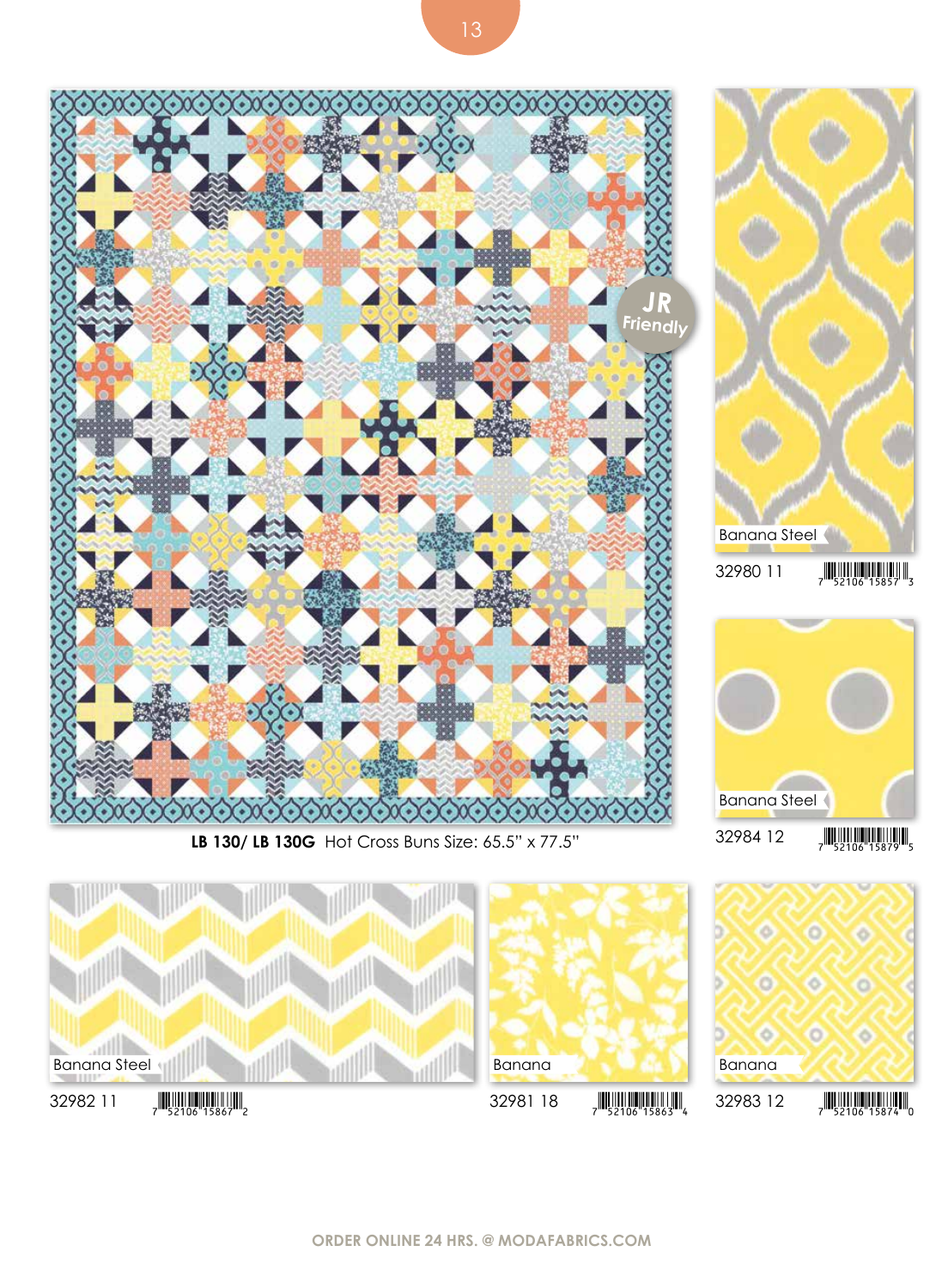**LB 130/ LB 130G** Hot Cross Buns Size: 65.5" x 77.5"

JR Friendly

Banana Steel
32980 11

Banana Steel
32984 12

Banana Steel
32982 11

Banana
32981 18

Banana
32983 12

ORDER ONLINE 24 HRS. @ MODAFABRICS.COM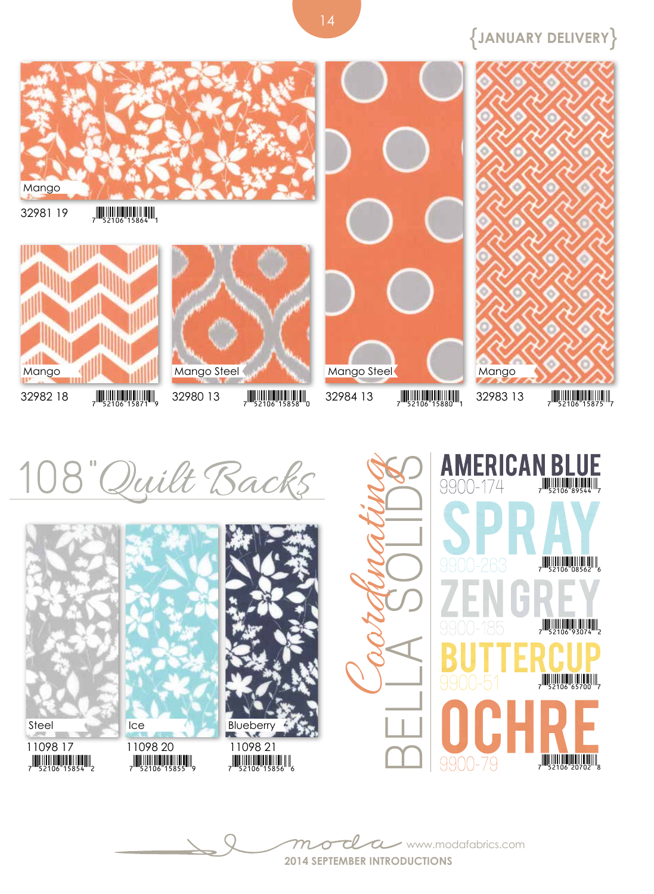{JANUARY DELIVERY}

Mango
32981 19 7 52106 15864 1

Mango
32982 18 7 52106 15871 9

Mango Steel
32980 13 7 52106 15858 0

Mango Steel
32984 13 7 52106 15880 1

Mango
32983 13 7 52106 15875 7

# 108" Quilt Backs

Steel
11098 17 7 52106 15854 2

Ice
11098 20 7 52106 15855 9

Blueberry
11098 21 7 52106 15856 6

## Coordinating BELLA SOLIDS

AMERICAN BLUE
9900-174 7 52106 89544 7

SPRAY
9900-263 7 52106 08562 6

ZEN GREY
9900-185 7 52106 93074 2

BUTTERCUP
9900-51 7 52106 65700 7

OCHRE
9900-79 7 52106 20702 8

moda www.modafabrics.com
2014 SEPTEMBER INTRODUCTIONS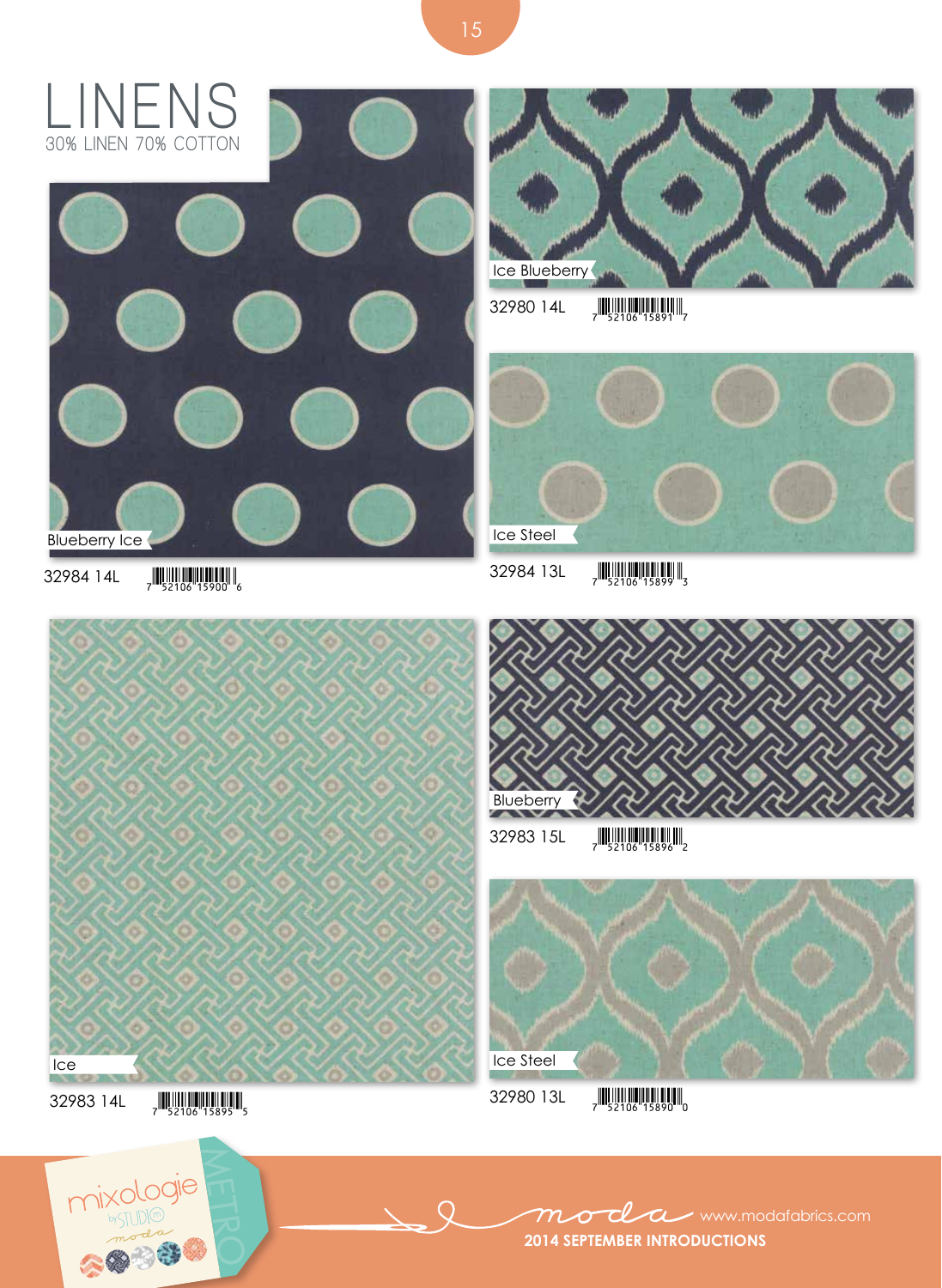# LINENS

30% LINEN 70% COTTON

Blueberry Ice

32984 14L 7 52106 15900 6

Ice Blueberry

32980 14L 7 52106 15891 7

Ice Steel

32984 13L 7 52106 15899 3

Ice

32983 14L 7 52106 15895 5

Blueberry

32983 15L 7 52106 15896 2

Ice Steel

32980 13L 7 52106 15890 0

mixologie by STUDIO M moda METRO

moda www.modafabrics.com

**2014 SEPTEMBER INTRODUCTIONS**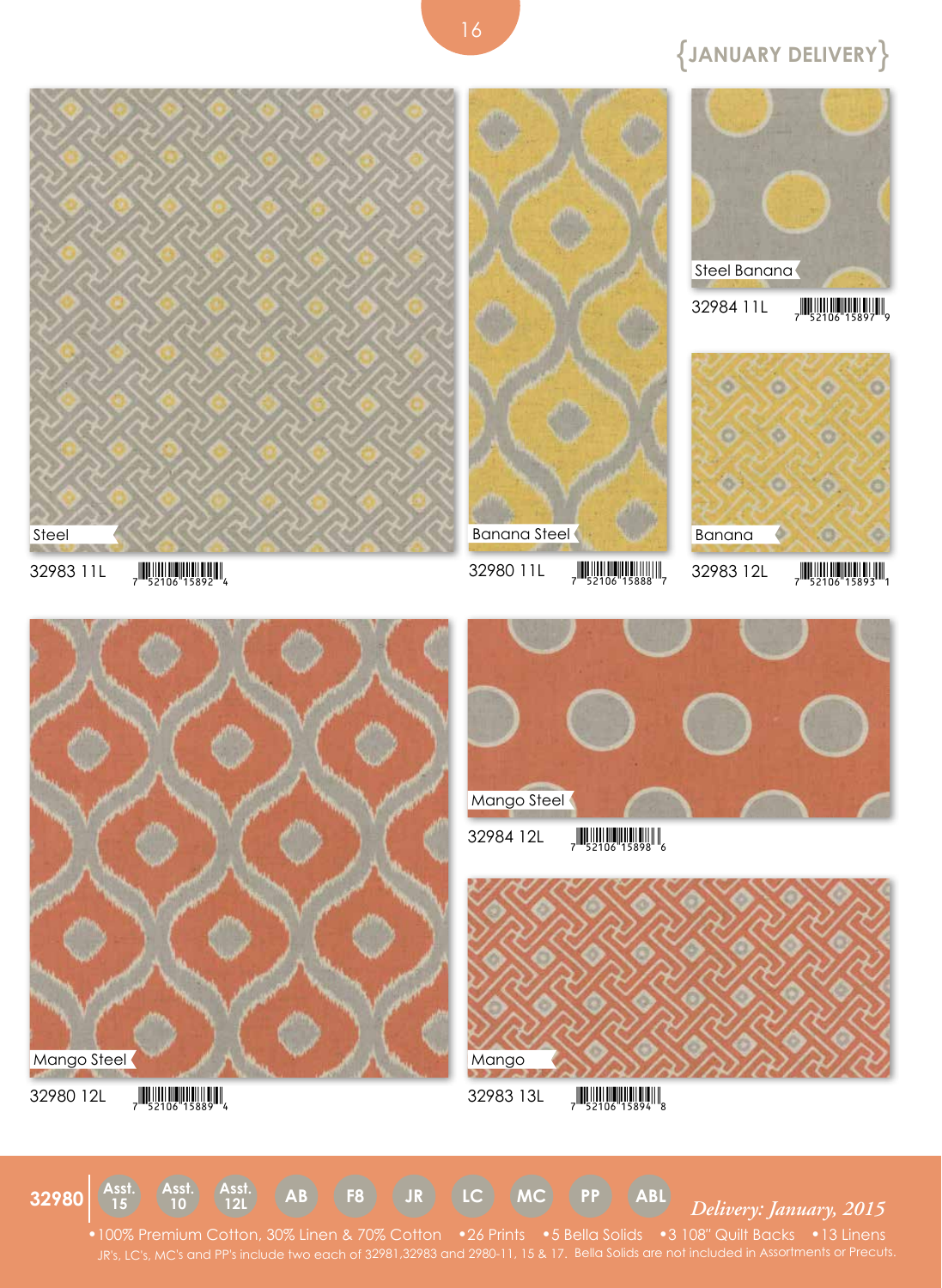{JANUARY DELIVERY}

Steel
32983 11L
7 52106 15892 4

Banana Steel
32980 11L
7 52106 15888 7

Steel Banana
32984 11L
7 52106 15897 9

Banana
32983 12L
7 52106 15893 1

Mango Steel
32980 12L
7 52106 15889 4

Mango Steel
32984 12L
7 52106 15898 6

Mango
32983 13L
7 52106 15894 8

**32980** | Asst. 15 | Asst. 10 | Asst. 12L | AB | F8 | JR | LC | MC | PP | ABL

*Delivery: January, 2015*

• 100% Premium Cotton, 30% Linen & 70% Cotton • 26 Prints • 5 Bella Solids • 3 108" Quilt Backs • 13 Linens

JR's, LC's, MC's and PP's include two each of 32981,32983 and 2980-11, 15 & 17. Bella Solids are not included in Assortments or Precuts.